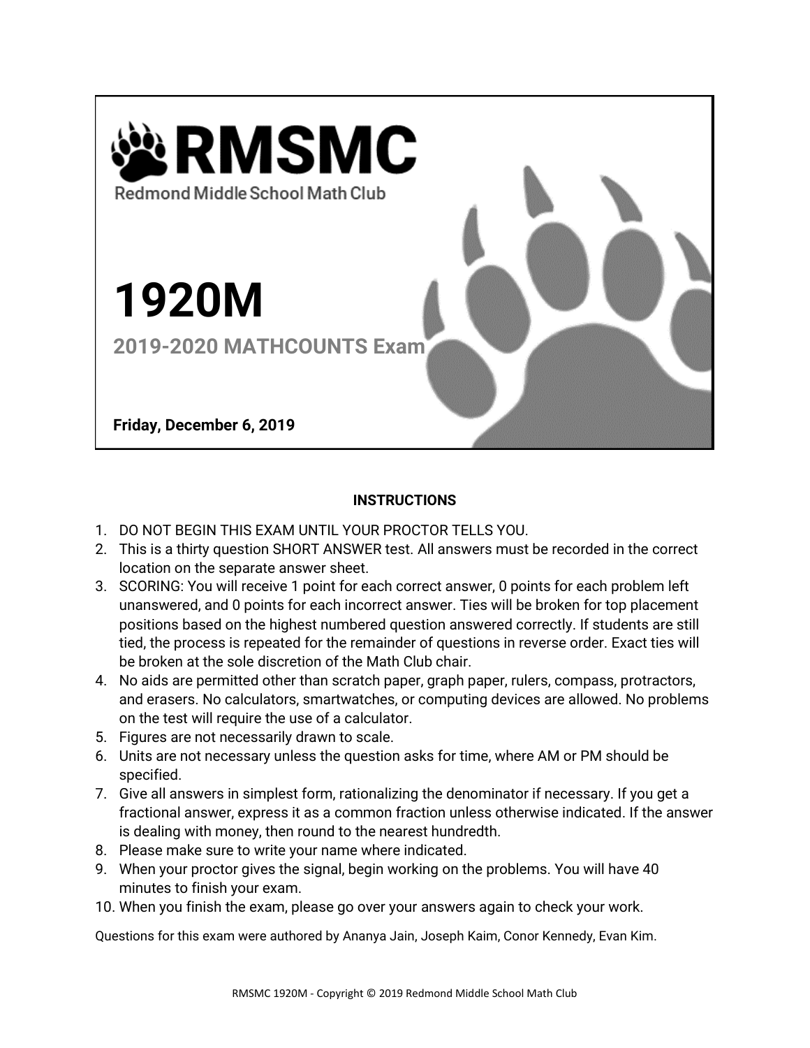# RMSMC

Redmond Middle School Math Club

# 1920M

## 2019-2020 MATHCOUNTS Exam

**Friday, December 6, 2019**

**INSTRUCTIONS**

1. DO NOT BEGIN THIS EXAM UNTIL YOUR PROCTOR TELLS YOU.
2. This is a thirty question SHORT ANSWER test. All answers must be recorded in the correct location on the separate answer sheet.
3. SCORING: You will receive 1 point for each correct answer, 0 points for each problem left unanswered, and 0 points for each incorrect answer. Ties will be broken for top placement positions based on the highest numbered question answered correctly. If students are still tied, the process is repeated for the remainder of questions in reverse order. Exact ties will be broken at the sole discretion of the Math Club chair.
4. No aids are permitted other than scratch paper, graph paper, rulers, compass, protractors, and erasers. No calculators, smartwatches, or computing devices are allowed. No problems on the test will require the use of a calculator.
5. Figures are not necessarily drawn to scale.
6. Units are not necessary unless the question asks for time, where AM or PM should be specified.
7. Give all answers in simplest form, rationalizing the denominator if necessary. If you get a fractional answer, express it as a common fraction unless otherwise indicated. If the answer is dealing with money, then round to the nearest hundredth.
8. Please make sure to write your name where indicated.
9. When your proctor gives the signal, begin working on the problems. You will have 40 minutes to finish your exam.
10. When you finish the exam, please go over your answers again to check your work.

Questions for this exam were authored by Ananya Jain, Joseph Kaim, Conor Kennedy, Evan Kim.

RMSMC 1920M - Copyright © 2019 Redmond Middle School Math Club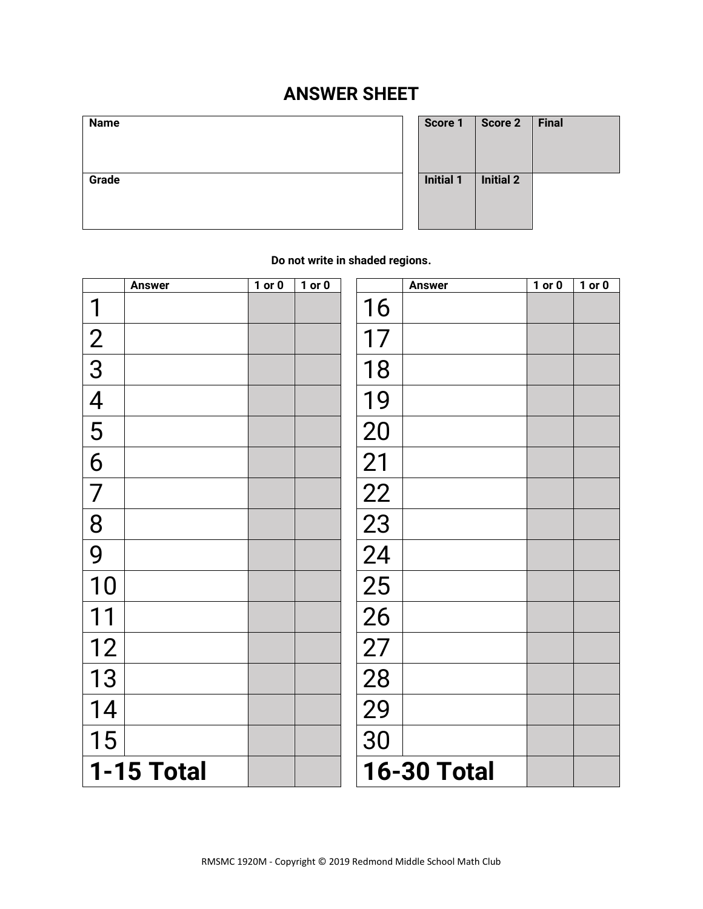# ANSWER SHEET

| Name | Score 1 | Score 2 | Final |
|---|---|---|---|
| Grade | Initial 1 | Initial 2 | |

**Do not write in shaded regions.**

| | Answer | 1 or 0 | 1 or 0 |
|---|---|---|---|
| 1 | | | |
| 2 | | | |
| 3 | | | |
| 4 | | | |
| 5 | | | |
| 6 | | | |
| 7 | | | |
| 8 | | | |
| 9 | | | |
| 10 | | | |
| 11 | | | |
| 12 | | | |
| 13 | | | |
| 14 | | | |
| 15 | | | |
| **1-15 Total** | | | |

| | Answer | 1 or 0 | 1 or 0 |
|---|---|---|---|
| 16 | | | |
| 17 | | | |
| 18 | | | |
| 19 | | | |
| 20 | | | |
| 21 | | | |
| 22 | | | |
| 23 | | | |
| 24 | | | |
| 25 | | | |
| 26 | | | |
| 27 | | | |
| 28 | | | |
| 29 | | | |
| 30 | | | |
| **16-30 Total** | | | |

RMSMC 1920M - Copyright © 2019 Redmond Middle School Math Club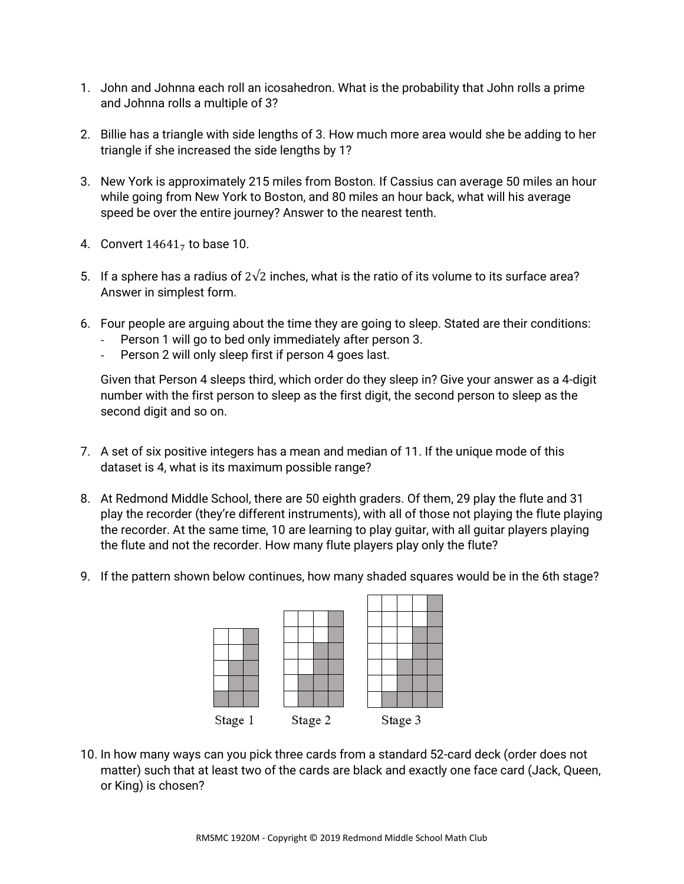1. John and Johnna each roll an icosahedron. What is the probability that John rolls a prime and Johnna rolls a multiple of 3?

2. Billie has a triangle with side lengths of 3. How much more area would she be adding to her triangle if she increased the side lengths by 1?

3. New York is approximately 215 miles from Boston. If Cassius can average 50 miles an hour while going from New York to Boston, and 80 miles an hour back, what will his average speed be over the entire journey? Answer to the nearest tenth.

4. Convert $14641_7$ to base 10.

5. If a sphere has a radius of $2\sqrt{2}$ inches, what is the ratio of its volume to its surface area? Answer in simplest form.

6. Four people are arguing about the time they are going to sleep. Stated are their conditions:
   - Person 1 will go to bed only immediately after person 3.
   - Person 2 will only sleep first if person 4 goes last.

   Given that Person 4 sleeps third, which order do they sleep in? Give your answer as a 4-digit number with the first person to sleep as the first digit, the second person to sleep as the second digit and so on.

7. A set of six positive integers has a mean and median of 11. If the unique mode of this dataset is 4, what is its maximum possible range?

8. At Redmond Middle School, there are 50 eighth graders. Of them, 29 play the flute and 31 play the recorder (they're different instruments), with all of those not playing the flute playing the recorder. At the same time, 10 are learning to play guitar, with all guitar players playing the flute and not the recorder. How many flute players play only the flute?

9. If the pattern shown below continues, how many shaded squares would be in the 6th stage?

   Stage 1 Stage 2 Stage 3

10. In how many ways can you pick three cards from a standard 52-card deck (order does not matter) such that at least two of the cards are black and exactly one face card (Jack, Queen, or King) is chosen?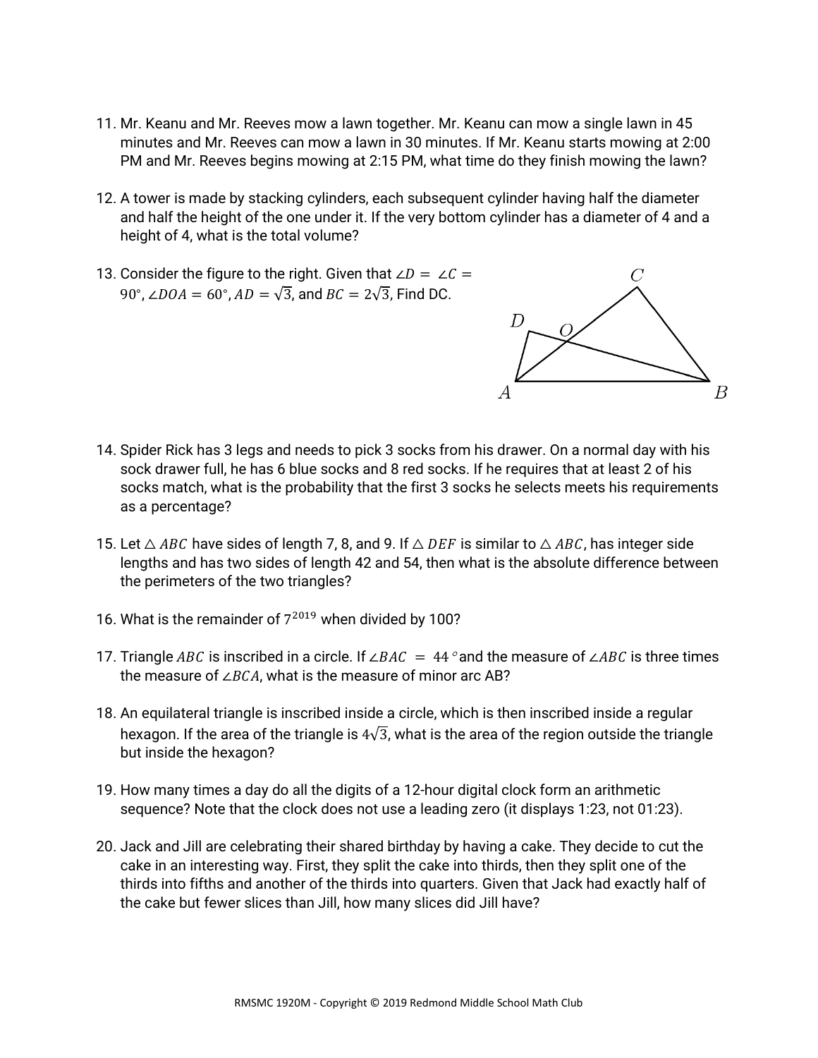11. Mr. Keanu and Mr. Reeves mow a lawn together. Mr. Keanu can mow a single lawn in 45 minutes and Mr. Reeves can mow a lawn in 30 minutes. If Mr. Keanu starts mowing at 2:00 PM and Mr. Reeves begins mowing at 2:15 PM, what time do they finish mowing the lawn?

12. A tower is made by stacking cylinders, each subsequent cylinder having half the diameter and half the height of the one under it. If the very bottom cylinder has a diameter of 4 and a height of 4, what is the total volume?

13. Consider the figure to the right. Given that $\angle D = \angle C = 90°$, $\angle DOA = 60°$, $AD = \sqrt{3}$, and $BC = 2\sqrt{3}$, Find DC.

14. Spider Rick has 3 legs and needs to pick 3 socks from his drawer. On a normal day with his sock drawer full, he has 6 blue socks and 8 red socks. If he requires that at least 2 of his socks match, what is the probability that the first 3 socks he selects meets his requirements as a percentage?

15. Let $\triangle ABC$ have sides of length 7, 8, and 9. If $\triangle DEF$ is similar to $\triangle ABC$, has integer side lengths and has two sides of length 42 and 54, then what is the absolute difference between the perimeters of the two triangles?

16. What is the remainder of $7^{2019}$ when divided by 100?

17. Triangle $ABC$ is inscribed in a circle. If $\angle BAC = 44°$ and the measure of $\angle ABC$ is three times the measure of $\angle BCA$, what is the measure of minor arc AB?

18. An equilateral triangle is inscribed inside a circle, which is then inscribed inside a regular hexagon. If the area of the triangle is $4\sqrt{3}$, what is the area of the region outside the triangle but inside the hexagon?

19. How many times a day do all the digits of a 12-hour digital clock form an arithmetic sequence? Note that the clock does not use a leading zero (it displays 1:23, not 01:23).

20. Jack and Jill are celebrating their shared birthday by having a cake. They decide to cut the cake in an interesting way. First, they split the cake into thirds, then they split one of the thirds into fifths and another of the thirds into quarters. Given that Jack had exactly half of the cake but fewer slices than Jill, how many slices did Jill have?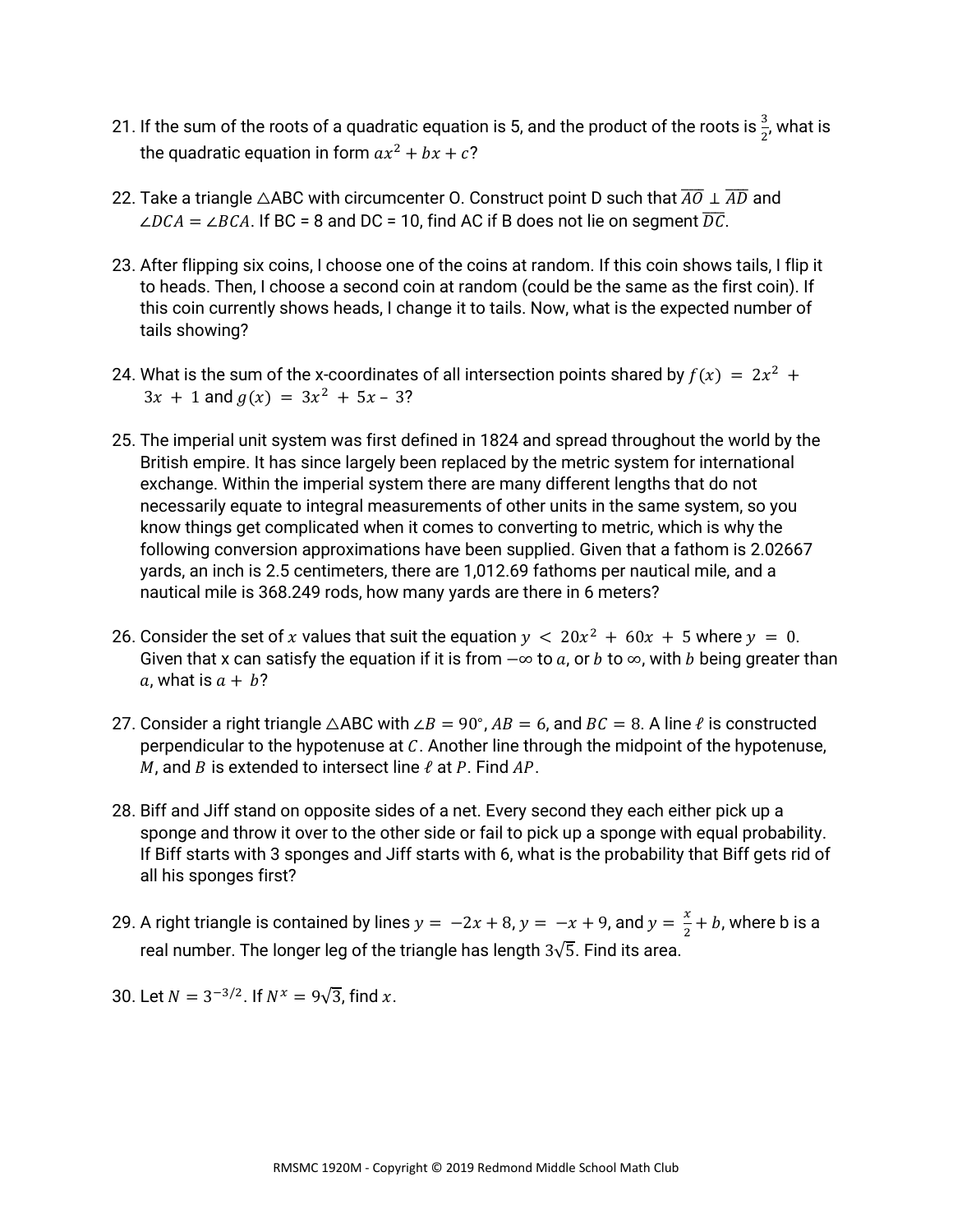21. If the sum of the roots of a quadratic equation is 5, and the product of the roots is $\frac{3}{2}$, what is the quadratic equation in form $ax^2 + bx + c$?

22. Take a triangle $\triangle$ABC with circumcenter O. Construct point D such that $\overline{AO} \perp \overline{AD}$ and $\angle DCA = \angle BCA$. If BC = 8 and DC = 10, find AC if B does not lie on segment $\overline{DC}$.

23. After flipping six coins, I choose one of the coins at random. If this coin shows tails, I flip it to heads. Then, I choose a second coin at random (could be the same as the first coin). If this coin currently shows heads, I change it to tails. Now, what is the expected number of tails showing?

24. What is the sum of the x-coordinates of all intersection points shared by $f(x) = 2x^2 + 3x + 1$ and $g(x) = 3x^2 + 5x - 3$?

25. The imperial unit system was first defined in 1824 and spread throughout the world by the British empire. It has since largely been replaced by the metric system for international exchange. Within the imperial system there are many different lengths that do not necessarily equate to integral measurements of other units in the same system, so you know things get complicated when it comes to converting to metric, which is why the following conversion approximations have been supplied. Given that a fathom is 2.02667 yards, an inch is 2.5 centimeters, there are 1,012.69 fathoms per nautical mile, and a nautical mile is 368.249 rods, how many yards are there in 6 meters?

26. Consider the set of $x$ values that suit the equation $y < 20x^2 + 60x + 5$ where $y = 0$. Given that x can satisfy the equation if it is from $-\infty$ to $a$, or $b$ to $\infty$, with $b$ being greater than $a$, what is $a + b$?

27. Consider a right triangle $\triangle$ABC with $\angle B = 90°$, $AB = 6$, and $BC = 8$. A line $\ell$ is constructed perpendicular to the hypotenuse at $C$. Another line through the midpoint of the hypotenuse, $M$, and $B$ is extended to intersect line $\ell$ at $P$. Find $AP$.

28. Biff and Jiff stand on opposite sides of a net. Every second they each either pick up a sponge and throw it over to the other side or fail to pick up a sponge with equal probability. If Biff starts with 3 sponges and Jiff starts with 6, what is the probability that Biff gets rid of all his sponges first?

29. A right triangle is contained by lines $y = -2x + 8$, $y = -x + 9$, and $y = \frac{x}{2} + b$, where b is a real number. The longer leg of the triangle has length $3\sqrt{5}$. Find its area.

30. Let $N = 3^{-3/2}$. If $N^x = 9\sqrt{3}$, find $x$.